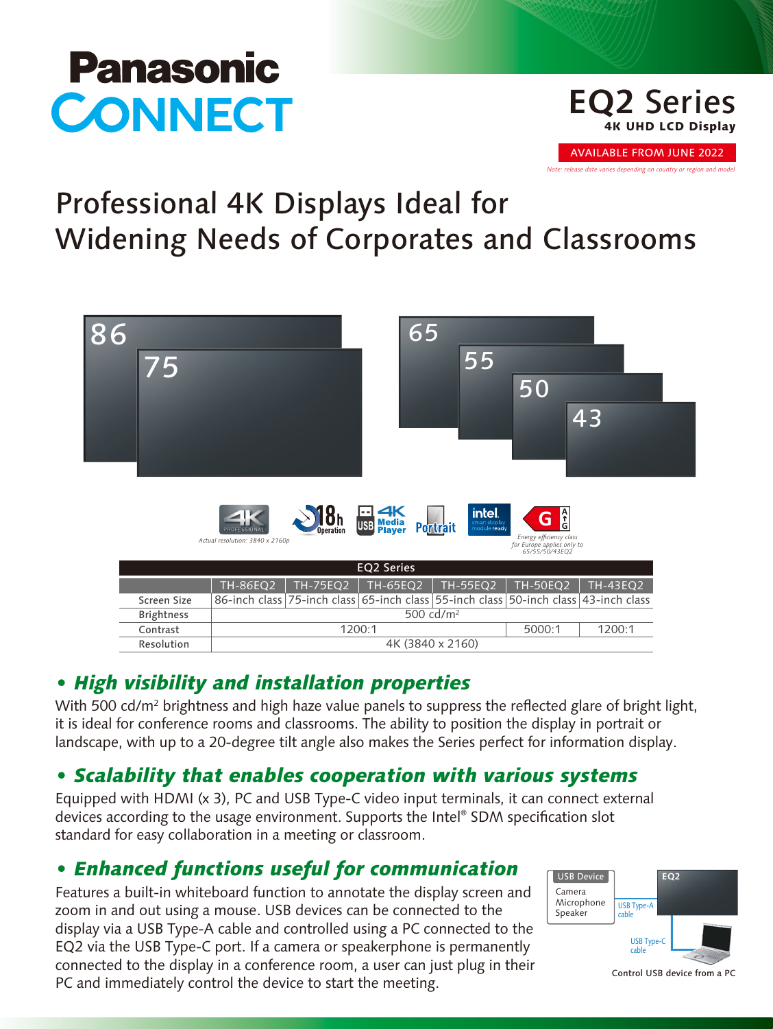# Panasonic CONNECT

## EQ2 Series
**4K UHD LCD Display**

AVAILABLE FROM JUNE 2022

*Note: release date varies depending on country or region and model*

# Professional 4K Displays Ideal for Widening Needs of Corporates and Classrooms

86 75 65 55 50 43

4K PROFESSIONAL — *Actual resolution: 3840 x 2160p*
18h Operation
USB 4K Media Player
Portrait
intel. smart display module ready
G — *Energy efficiency class for Europe applies only to 65/55/50/43EQ2*

| EQ2 Series | | | | | | |
|---|---|---|---|---|---|---|
| | TH-86EQ2 | TH-75EQ2 | TH-65EQ2 | TH-55EQ2 | TH-50EQ2 | TH-43EQ2 |
| Screen Size | 86-inch class | 75-inch class | 65-inch class | 55-inch class | 50-inch class | 43-inch class |
| Brightness | 500 cd/m² | | | | | |
| Contrast | 1200:1 | | | | 5000:1 | 1200:1 |
| Resolution | 4K (3840 x 2160) | | | | | |

## • *High visibility and installation properties*

With 500 cd/m² brightness and high haze value panels to suppress the reflected glare of bright light, it is ideal for conference rooms and classrooms. The ability to position the display in portrait or landscape, with up to a 20-degree tilt angle also makes the Series perfect for information display.

## • *Scalability that enables cooperation with various systems*

Equipped with HDMI (x 3), PC and USB Type-C video input terminals, it can connect external devices according to the usage environment. Supports the Intel® SDM specification slot standard for easy collaboration in a meeting or classroom.

## • *Enhanced functions useful for communication*

Features a built-in whiteboard function to annotate the display screen and zoom in and out using a mouse. USB devices can be connected to the display via a USB Type-A cable and controlled using a PC connected to the EQ2 via the USB Type-C port. If a camera or speakerphone is permanently connected to the display in a conference room, a user can just plug in their PC and immediately control the device to start the meeting.

USB Device: Camera, Microphone, Speaker — USB Type-A cable — EQ2 — USB Type-C cable — PC

Control USB device from a PC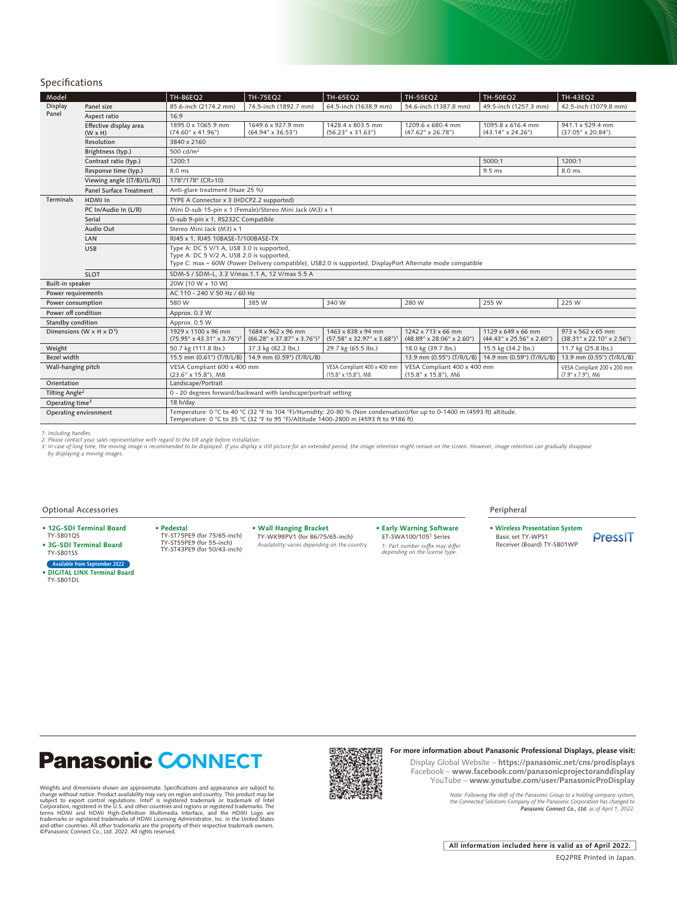## Specifications

| Model | | TH-86EQ2 | TH-75EQ2 | TH-65EQ2 | TH-55EQ2 | TH-50EQ2 | TH-43EQ2 |
|---|---|---|---|---|---|---|---|
| Display Panel | Panel size | 85.6-inch (2174.2 mm) | 74.5-inch (1892.7 mm) | 64.5-inch (1638.9 mm) | 54.6-inch (1387.8 mm) | 49.5-inch (1257.3 mm) | 42.5-inch (1079.8 mm) |
| | Aspect ratio | 16:9 | | | | | |
| | Effective display area (W x H) | 1895.0 x 1065.9 mm (74.60" x 41.96") | 1649.6 x 927.9 mm (64.94" x 36.53") | 1428.4 x 803.5 mm (56.23" x 31.63") | 1209.6 x 680.4 mm (47.62" x 26.78") | 1095.8 x 616.4 mm (43.14" x 24.26") | 941.1 x 529.4 mm (37.05" x 20.84") |
| | Resolution | 3840 x 2160 | | | | | |
| | Brightness (typ.) | 500 cd/m² | | | | | |
| | Contrast ratio (typ.) | 1200:1 | | | | 5000:1 | 1200:1 |
| | Response time (typ.) | 8.0 ms | | | | 9.5 ms | 8.0 ms |
| | Viewing angle [(T/B)/(L/R)] | 178°/178° (CR>10) | | | | | |
| | Panel Surface Treatment | Anti-glare treatment (Haze 25 %) | | | | | |
| Terminals | HDMI In | TYPE A Connector x 3 (HDCP2.2 supported) | | | | | |
| | PC In/Audio In (L/R) | Mini D-sub 15-pin x 1 (Female)/Stereo Mini Jack (M3) x 1 | | | | | |
| | Serial | D-sub 9-pin x 1, RS232C Compatible | | | | | |
| | Audio Out | Stereo Mini Jack (M3) x 1 | | | | | |
| | LAN | RJ45 x 1, RJ45 10BASE-T/100BASE-TX | | | | | |
| | USB | Type A: DC 5 V/1 A, USB 3.0 is supported, Type A: DC 5 V/2 A, USB 2.0 is supported, Type C: max ~ 60W (Power Delivery compatible), USB2.0 is supported, DisplayPort Alternate mode compatible | | | | | |
| | SLOT | SDM-S / SDM-L, 3.3 V/max.1.1 A, 12 V/max 5.5 A | | | | | |
| Built-in speaker | | 20W [10 W + 10 W] | | | | | |
| Power requirements | | AC 110 - 240 V 50 Hz / 60 Hz | | | | | |
| Power consumption | | 580 W | 385 W | 340 W | 280 W | 255 W | 225 W |
| Power off condition | | Approx. 0.3 W | | | | | |
| Standby condition | | Approx. 0.5 W | | | | | |
| Dimensions (W x H x D[1]) | | 1929 x 1100 x 96 mm (75.95" x 43.31" x 3.76")[1] | 1684 x 962 x 96 mm (66.28" x 37.87" x 3.76")[1] | 1463 x 838 x 94 mm (57.58" x 32.97" x 3.68")[1] | 1242 x 713 x 66 mm (48.89" x 28.06" x 2.60") | 1129 x 649 x 66 mm (44.43" x 25.56" x 2.60") | 973 x 562 x 65 mm (38.31" x 22.10" x 2.56") |
| Weight | | 50.7 kg (111.8 lbs.) | 37.3 kg (82.2 lbs.) | 29.7 kg (65.5 lbs.) | 18.0 kg (39.7 lbs.) | 15.5 kg (34.2 lbs.) | 11.7 kg (25.8 lbs.) |
| Bezel width | | 15.5 mm (0.61") (T/R/L/B) | 14.9 mm (0.59") (T/R/L/B) | | 13.9 mm (0.55") (T/R/L/B) | 14.9 mm (0.59") (T/R/L/B) | 13.9 mm (0.55") (T/R/L/B) |
| Wall-hanging pitch | | VESA Compliant 600 x 400 mm (23.6" x 15.8"), M8 | | VESA Compliant 400 x 400 mm (15.8" x 15.8"), M8 | VESA Compliant 400 x 400 mm (15.8" x 15.8"), M6 | | VESA Compliant 200 x 200 mm (7.9" x 7.9"), M6 |
| Orientation | | Landscape/Portrait | | | | | |
| Tilting Angle[2] | | 0 - 20 degrees forward/backward with landscape/portrait setting | | | | | |
| Operating time[3] | | 18 h/day | | | | | |
| Operating environment | | Temperature: 0 °C to 40 °C (32 °F to 104 °F)/Humidity: 20-80 % (Non condensation)/for up to 0-1400 m (4593 ft) altitude. Temperature: 0 °C to 35 °C (32 °F to 95 °F)/Altitude 1400-2800 m (4593 ft to 9186 ft) | | | | | |

*1: Including handles.*
*2: Please contact your sales representative with regard to the tilt angle before installation.*
*3: In case of long time, the moving image is recommended to be displayed. If you display a still picture for an extended period, the image retention might remain on the screen. However, image retention can gradually disappear by displaying a moving images.*

### Optional Accessories

- **12G-SDI Terminal Board**
  TY-SB01QS
- **3G-SDI Terminal Board**
  TY-SB01SS
- **Available from September 2022**
- **DIGITAL LINK Terminal Board**
  TY-SB01DL
- **Pedestal**
  TY-ST75PE9 (for 75/65-inch)
  TY-ST55PE9 (for 55-inch)
  TY-ST43PE9 (for 50/43-inch)
- **Wall Hanging Bracket**
  TY-WK98PV1 (for 86/75/65-inch)
  *Availability varies depending on the country.*
- **Early Warning Software**
  ET-SWA100/105[1] Series
  *1: Part number suffix may differ depending on the license type.*

### Peripheral

- **Wireless Presentation System**
  Basic set TY-WPS1
  Receiver (Board) TY-SB01WP

PressIT

**Panasonic CONNECT**

Weights and dimensions shown are approximate. Specifications and appearance are subject to change without notice. Product availability may vary on region and country. This product may be subject to export control regulations. Intel® is registered trademark or trademark of Intel Corporation, registered in the U.S. and other countries and regions or registered trademarks. The terms HDMI and HDMI High-Definition Multimedia Interface, and the HDMI Logo are trademarks or registered trademarks of HDMI Licensing Administrator, Inc. in the United States and other countries. All other trademarks are the property of their respective trademark owners. ©Panasonic Connect Co., Ltd. 2022. All rights reserved.

**For more information about Panasonic Professional Displays, please visit:**

Display Global Website – **https://panasonic.net/cns/prodisplays**
Facebook – **www.facebook.com/panasonicprojectoranddisplay**
YouTube – **www.youtube.com/user/PanasonicProDisplay**

*Note: Following the shift of the Panasonic Group to a holding company system, the Connected Solutions Company of the Panasonic Corporation has changed to* ***Panasonic Connect Co., Ltd.*** *as of April 1, 2022.*

**All information included here is valid as of April 2022.**

EQ2PRE Printed in Japan.